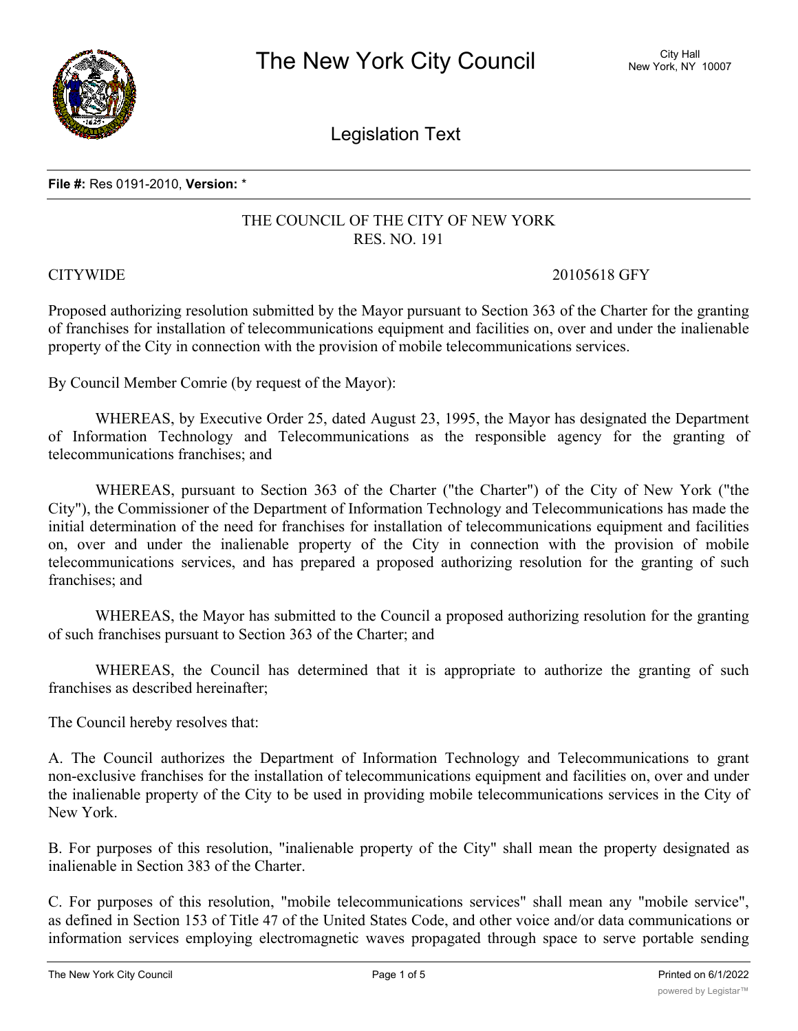**File #:** Res 0191-2010, **Version:** *

THE COUNCIL OF THE CITY OF NEW YORK
RES. NO. 191

CITYWIDE 20105618 GFY

Proposed authorizing resolution submitted by the Mayor pursuant to Section 363 of the Charter for the granting of franchises for installation of telecommunications equipment and facilities on, over and under the inalienable property of the City in connection with the provision of mobile telecommunications services.

By Council Member Comrie (by request of the Mayor):

WHEREAS, by Executive Order 25, dated August 23, 1995, the Mayor has designated the Department of Information Technology and Telecommunications as the responsible agency for the granting of telecommunications franchises; and

WHEREAS, pursuant to Section 363 of the Charter ("the Charter") of the City of New York ("the City"), the Commissioner of the Department of Information Technology and Telecommunications has made the initial determination of the need for franchises for installation of telecommunications equipment and facilities on, over and under the inalienable property of the City in connection with the provision of mobile telecommunications services, and has prepared a proposed authorizing resolution for the granting of such franchises; and

WHEREAS, the Mayor has submitted to the Council a proposed authorizing resolution for the granting of such franchises pursuant to Section 363 of the Charter; and

WHEREAS, the Council has determined that it is appropriate to authorize the granting of such franchises as described hereinafter;

The Council hereby resolves that:

A. The Council authorizes the Department of Information Technology and Telecommunications to grant non-exclusive franchises for the installation of telecommunications equipment and facilities on, over and under the inalienable property of the City to be used in providing mobile telecommunications services in the City of New York.

B. For purposes of this resolution, "inalienable property of the City" shall mean the property designated as inalienable in Section 383 of the Charter.

C. For purposes of this resolution, "mobile telecommunications services" shall mean any "mobile service", as defined in Section 153 of Title 47 of the United States Code, and other voice and/or data communications or information services employing electromagnetic waves propagated through space to serve portable sending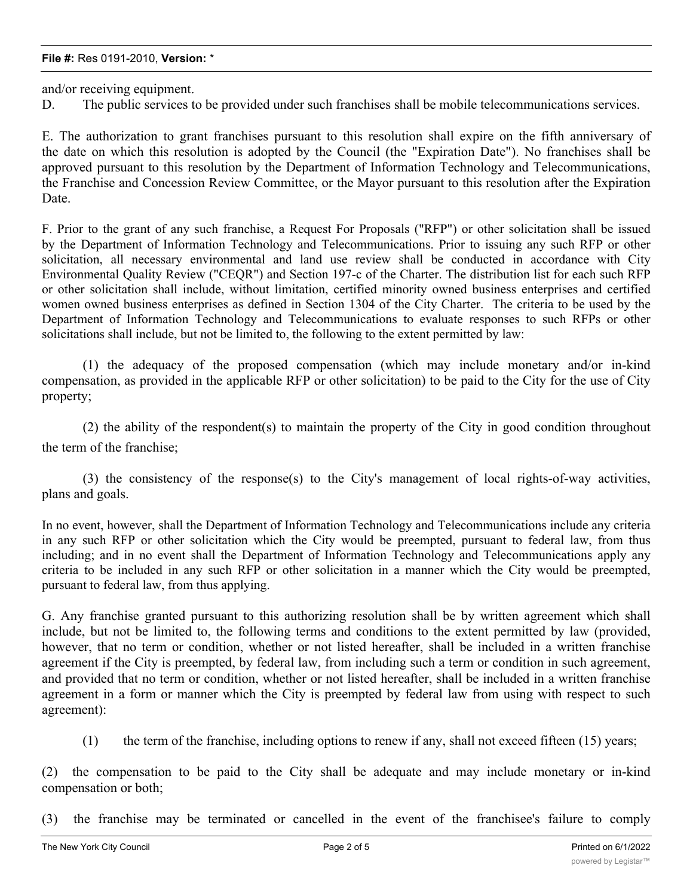and/or receiving equipment.

D. The public services to be provided under such franchises shall be mobile telecommunications services.

E. The authorization to grant franchises pursuant to this resolution shall expire on the fifth anniversary of the date on which this resolution is adopted by the Council (the "Expiration Date"). No franchises shall be approved pursuant to this resolution by the Department of Information Technology and Telecommunications, the Franchise and Concession Review Committee, or the Mayor pursuant to this resolution after the Expiration Date.

F. Prior to the grant of any such franchise, a Request For Proposals ("RFP") or other solicitation shall be issued by the Department of Information Technology and Telecommunications. Prior to issuing any such RFP or other solicitation, all necessary environmental and land use review shall be conducted in accordance with City Environmental Quality Review ("CEQR") and Section 197-c of the Charter. The distribution list for each such RFP or other solicitation shall include, without limitation, certified minority owned business enterprises and certified women owned business enterprises as defined in Section 1304 of the City Charter. The criteria to be used by the Department of Information Technology and Telecommunications to evaluate responses to such RFPs or other solicitations shall include, but not be limited to, the following to the extent permitted by law:

(1) the adequacy of the proposed compensation (which may include monetary and/or in-kind compensation, as provided in the applicable RFP or other solicitation) to be paid to the City for the use of City property;

(2) the ability of the respondent(s) to maintain the property of the City in good condition throughout the term of the franchise;

(3) the consistency of the response(s) to the City's management of local rights-of-way activities, plans and goals.

In no event, however, shall the Department of Information Technology and Telecommunications include any criteria in any such RFP or other solicitation which the City would be preempted, pursuant to federal law, from thus including; and in no event shall the Department of Information Technology and Telecommunications apply any criteria to be included in any such RFP or other solicitation in a manner which the City would be preempted, pursuant to federal law, from thus applying.

G. Any franchise granted pursuant to this authorizing resolution shall be by written agreement which shall include, but not be limited to, the following terms and conditions to the extent permitted by law (provided, however, that no term or condition, whether or not listed hereafter, shall be included in a written franchise agreement if the City is preempted, by federal law, from including such a term or condition in such agreement, and provided that no term or condition, whether or not listed hereafter, shall be included in a written franchise agreement in a form or manner which the City is preempted by federal law from using with respect to such agreement):

(1) the term of the franchise, including options to renew if any, shall not exceed fifteen (15) years;

(2) the compensation to be paid to the City shall be adequate and may include monetary or in-kind compensation or both;

(3) the franchise may be terminated or cancelled in the event of the franchisee's failure to comply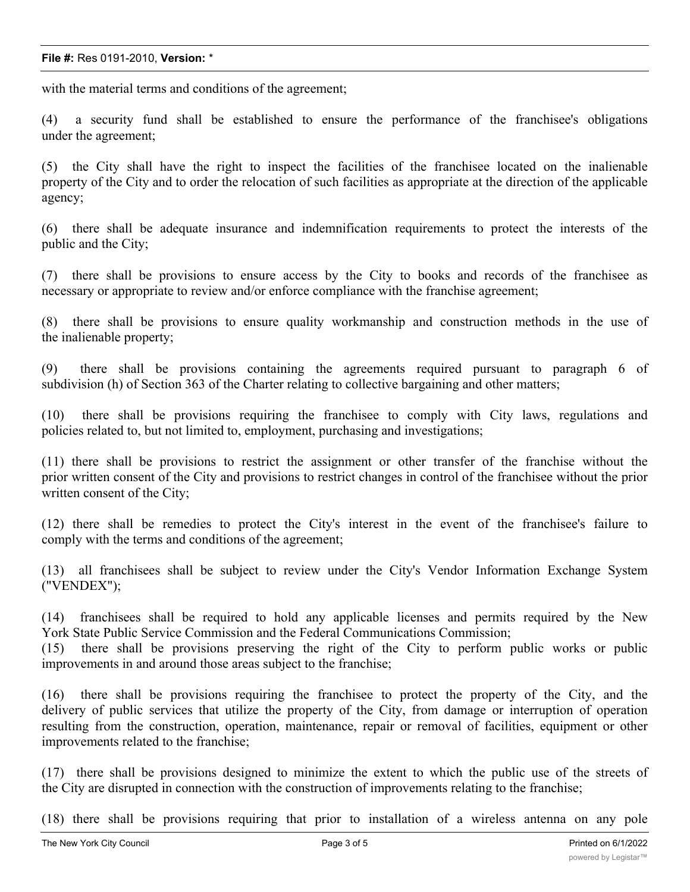with the material terms and conditions of the agreement;

(4) a security fund shall be established to ensure the performance of the franchisee's obligations under the agreement;

(5) the City shall have the right to inspect the facilities of the franchisee located on the inalienable property of the City and to order the relocation of such facilities as appropriate at the direction of the applicable agency;

(6) there shall be adequate insurance and indemnification requirements to protect the interests of the public and the City;

(7) there shall be provisions to ensure access by the City to books and records of the franchisee as necessary or appropriate to review and/or enforce compliance with the franchise agreement;

(8) there shall be provisions to ensure quality workmanship and construction methods in the use of the inalienable property;

(9) there shall be provisions containing the agreements required pursuant to paragraph 6 of subdivision (h) of Section 363 of the Charter relating to collective bargaining and other matters;

(10) there shall be provisions requiring the franchisee to comply with City laws, regulations and policies related to, but not limited to, employment, purchasing and investigations;

(11) there shall be provisions to restrict the assignment or other transfer of the franchise without the prior written consent of the City and provisions to restrict changes in control of the franchisee without the prior written consent of the City;

(12) there shall be remedies to protect the City's interest in the event of the franchisee's failure to comply with the terms and conditions of the agreement;

(13) all franchisees shall be subject to review under the City's Vendor Information Exchange System ("VENDEX");

(14) franchisees shall be required to hold any applicable licenses and permits required by the New York State Public Service Commission and the Federal Communications Commission;

(15) there shall be provisions preserving the right of the City to perform public works or public improvements in and around those areas subject to the franchise;

(16) there shall be provisions requiring the franchisee to protect the property of the City, and the delivery of public services that utilize the property of the City, from damage or interruption of operation resulting from the construction, operation, maintenance, repair or removal of facilities, equipment or other improvements related to the franchise;

(17) there shall be provisions designed to minimize the extent to which the public use of the streets of the City are disrupted in connection with the construction of improvements relating to the franchise;

(18) there shall be provisions requiring that prior to installation of a wireless antenna on any pole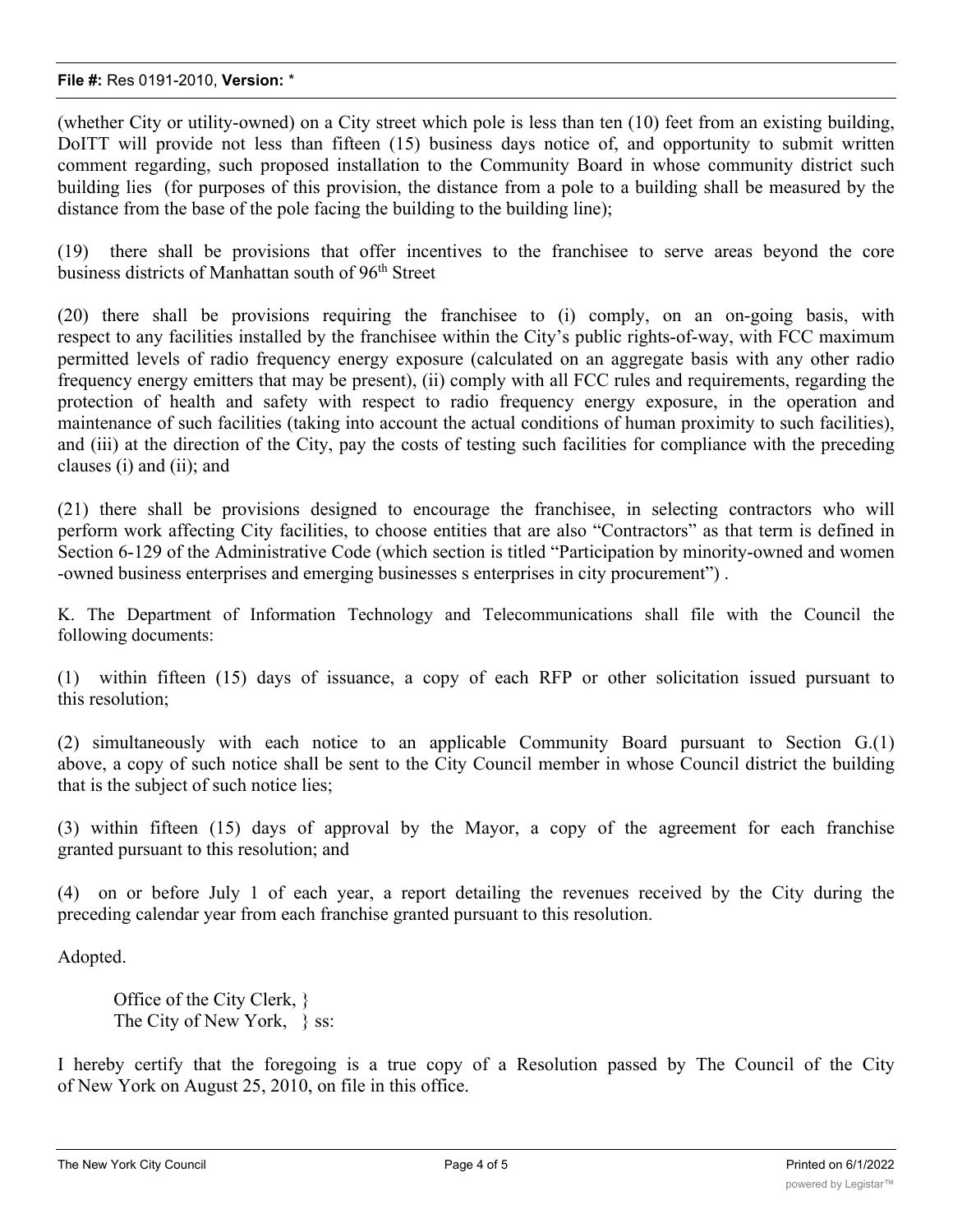(whether City or utility-owned) on a City street which pole is less than ten (10) feet from an existing building, DoITT will provide not less than fifteen (15) business days notice of, and opportunity to submit written comment regarding, such proposed installation to the Community Board in whose community district such building lies (for purposes of this provision, the distance from a pole to a building shall be measured by the distance from the base of the pole facing the building to the building line);

(19) there shall be provisions that offer incentives to the franchisee to serve areas beyond the core business districts of Manhattan south of 96th Street

(20) there shall be provisions requiring the franchisee to (i) comply, on an on-going basis, with respect to any facilities installed by the franchisee within the City's public rights-of-way, with FCC maximum permitted levels of radio frequency energy exposure (calculated on an aggregate basis with any other radio frequency energy emitters that may be present), (ii) comply with all FCC rules and requirements, regarding the protection of health and safety with respect to radio frequency energy exposure, in the operation and maintenance of such facilities (taking into account the actual conditions of human proximity to such facilities), and (iii) at the direction of the City, pay the costs of testing such facilities for compliance with the preceding clauses (i) and (ii); and

(21) there shall be provisions designed to encourage the franchisee, in selecting contractors who will perform work affecting City facilities, to choose entities that are also "Contractors" as that term is defined in Section 6-129 of the Administrative Code (which section is titled "Participation by minority-owned and women -owned business enterprises and emerging businesses s enterprises in city procurement") .

K. The Department of Information Technology and Telecommunications shall file with the Council the following documents:

(1) within fifteen (15) days of issuance, a copy of each RFP or other solicitation issued pursuant to this resolution;

(2) simultaneously with each notice to an applicable Community Board pursuant to Section G.(1) above, a copy of such notice shall be sent to the City Council member in whose Council district the building that is the subject of such notice lies;

(3) within fifteen (15) days of approval by the Mayor, a copy of the agreement for each franchise granted pursuant to this resolution; and

(4) on or before July 1 of each year, a report detailing the revenues received by the City during the preceding calendar year from each franchise granted pursuant to this resolution.

Adopted.

Office of the City Clerk, }
The City of New York, } ss:

I hereby certify that the foregoing is a true copy of a Resolution passed by The Council of the City of New York on August 25, 2010, on file in this office.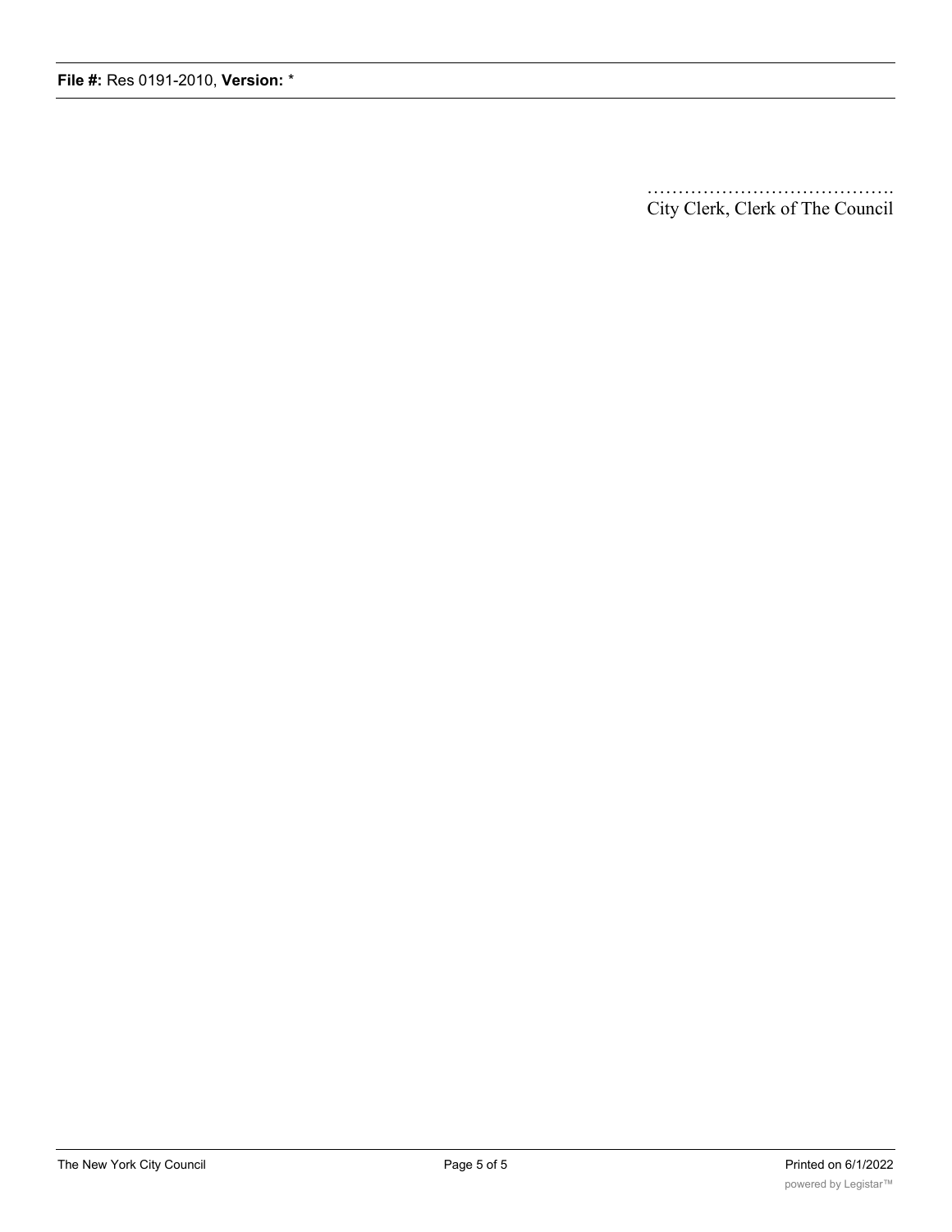…………………………………
City Clerk, Clerk of The Council